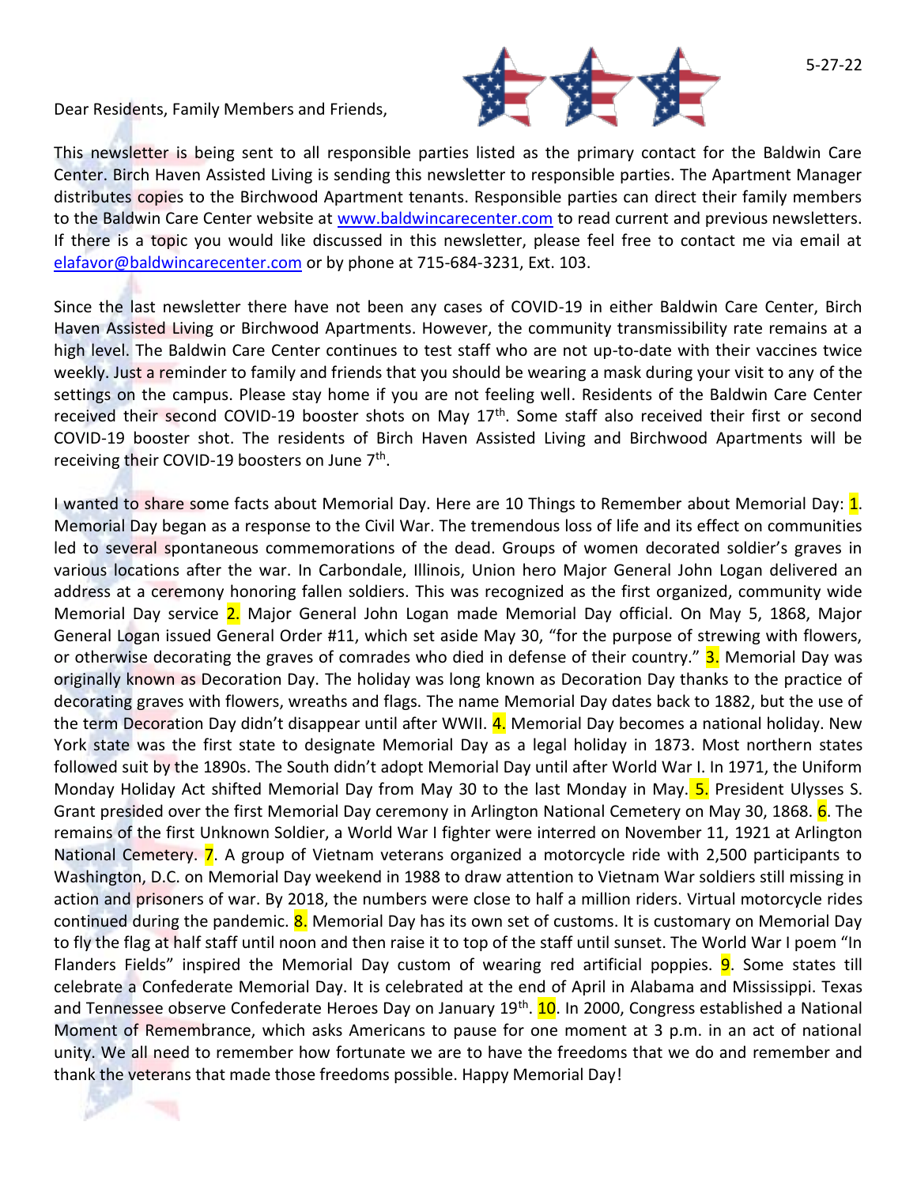5-27-22

Dear Residents, Family Members and Friends,

This newsletter is being sent to all responsible parties listed as the primary contact for the Baldwin Care Center. Birch Haven Assisted Living is sending this newsletter to responsible parties. The Apartment Manager distributes copies to the Birchwood Apartment tenants. Responsible parties can direct their family members to the Baldwin Care Center website at www.baldwincarecenter.com to read current and previous newsletters. If there is a topic you would like discussed in this newsletter, please feel free to contact me via email at elafavor@baldwincarecenter.com or by phone at 715-684-3231, Ext. 103.

Since the last newsletter there have not been any cases of COVID-19 in either Baldwin Care Center, Birch Haven Assisted Living or Birchwood Apartments. However, the community transmissibility rate remains at a high level. The Baldwin Care Center continues to test staff who are not up-to-date with their vaccines twice weekly. Just a reminder to family and friends that you should be wearing a mask during your visit to any of the settings on the campus. Please stay home if you are not feeling well. Residents of the Baldwin Care Center received their second COVID-19 booster shots on May 17th. Some staff also received their first or second COVID-19 booster shot. The residents of Birch Haven Assisted Living and Birchwood Apartments will be receiving their COVID-19 boosters on June 7th.

I wanted to share some facts about Memorial Day. Here are 10 Things to Remember about Memorial Day: 1. Memorial Day began as a response to the Civil War. The tremendous loss of life and its effect on communities led to several spontaneous commemorations of the dead. Groups of women decorated soldier's graves in various locations after the war. In Carbondale, Illinois, Union hero Major General John Logan delivered an address at a ceremony honoring fallen soldiers. This was recognized as the first organized, community wide Memorial Day service 2. Major General John Logan made Memorial Day official. On May 5, 1868, Major General Logan issued General Order #11, which set aside May 30, "for the purpose of strewing with flowers, or otherwise decorating the graves of comrades who died in defense of their country." 3. Memorial Day was originally known as Decoration Day. The holiday was long known as Decoration Day thanks to the practice of decorating graves with flowers, wreaths and flags. The name Memorial Day dates back to 1882, but the use of the term Decoration Day didn't disappear until after WWII. 4. Memorial Day becomes a national holiday. New York state was the first state to designate Memorial Day as a legal holiday in 1873. Most northern states followed suit by the 1890s. The South didn't adopt Memorial Day until after World War I. In 1971, the Uniform Monday Holiday Act shifted Memorial Day from May 30 to the last Monday in May. 5. President Ulysses S. Grant presided over the first Memorial Day ceremony in Arlington National Cemetery on May 30, 1868. 6. The remains of the first Unknown Soldier, a World War I fighter were interred on November 11, 1921 at Arlington National Cemetery. 7. A group of Vietnam veterans organized a motorcycle ride with 2,500 participants to Washington, D.C. on Memorial Day weekend in 1988 to draw attention to Vietnam War soldiers still missing in action and prisoners of war. By 2018, the numbers were close to half a million riders. Virtual motorcycle rides continued during the pandemic. 8. Memorial Day has its own set of customs. It is customary on Memorial Day to fly the flag at half staff until noon and then raise it to top of the staff until sunset. The World War I poem "In Flanders Fields" inspired the Memorial Day custom of wearing red artificial poppies. 9. Some states till celebrate a Confederate Memorial Day. It is celebrated at the end of April in Alabama and Mississippi. Texas and Tennessee observe Confederate Heroes Day on January 19th. 10. In 2000, Congress established a National Moment of Remembrance, which asks Americans to pause for one moment at 3 p.m. in an act of national unity. We all need to remember how fortunate we are to have the freedoms that we do and remember and thank the veterans that made those freedoms possible. Happy Memorial Day!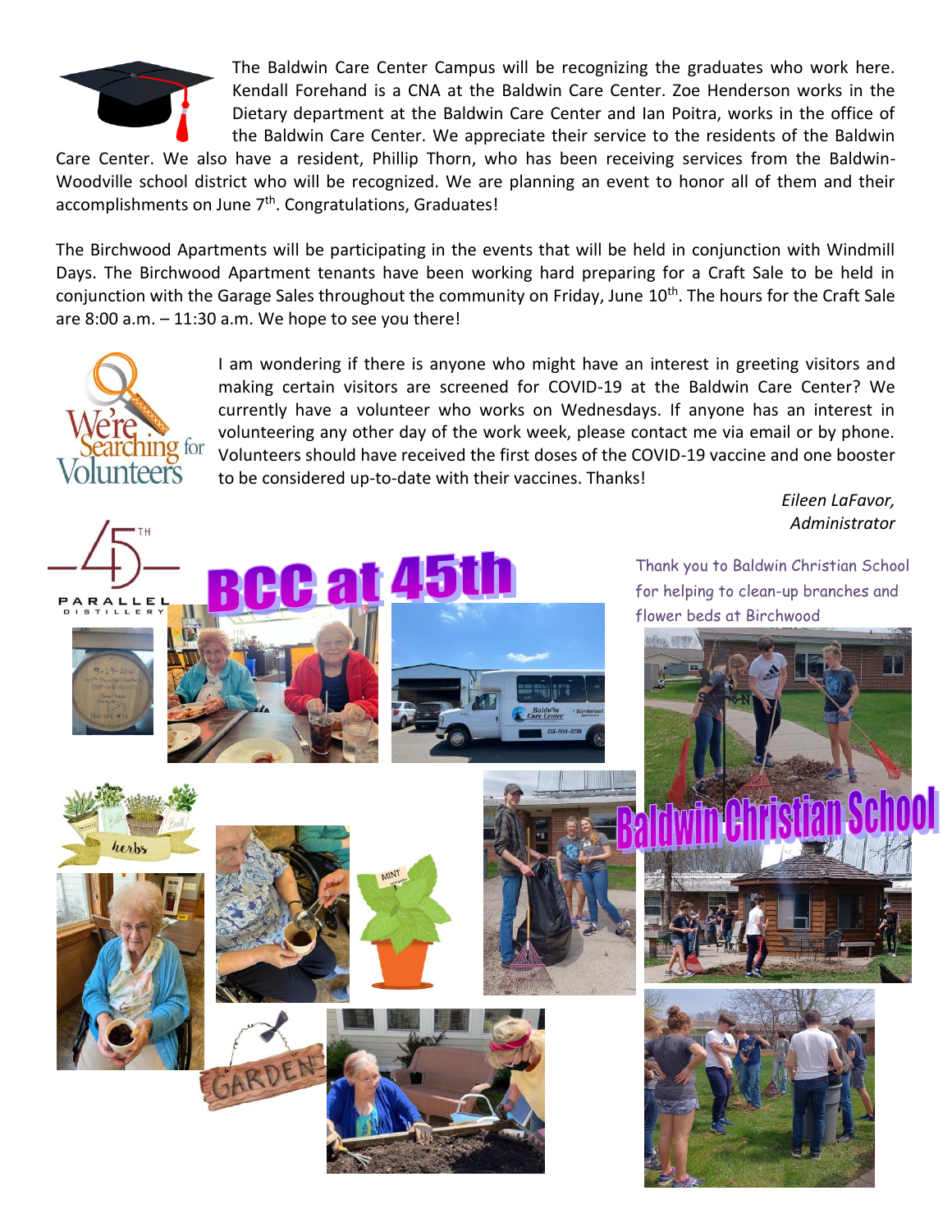The Baldwin Care Center Campus will be recognizing the graduates who work here. Kendall Forehand is a CNA at the Baldwin Care Center. Zoe Henderson works in the Dietary department at the Baldwin Care Center and Ian Poitra, works in the office of the Baldwin Care Center. We appreciate their service to the residents of the Baldwin Care Center. We also have a resident, Phillip Thorn, who has been receiving services from the Baldwin-Woodville school district who will be recognized. We are planning an event to honor all of them and their accomplishments on June 7th. Congratulations, Graduates!

The Birchwood Apartments will be participating in the events that will be held in conjunction with Windmill Days. The Birchwood Apartment tenants have been working hard preparing for a Craft Sale to be held in conjunction with the Garage Sales throughout the community on Friday, June 10th. The hours for the Craft Sale are 8:00 a.m. – 11:30 a.m. We hope to see you there!

I am wondering if there is anyone who might have an interest in greeting visitors and making certain visitors are screened for COVID-19 at the Baldwin Care Center? We currently have a volunteer who works on Wednesdays. If anyone has an interest in volunteering any other day of the work week, please contact me via email or by phone. Volunteers should have received the first doses of the COVID-19 vaccine and one booster to be considered up-to-date with their vaccines. Thanks!

*Eileen LaFavor,*
*Administrator*

## BCC at 45th

Thank you to Baldwin Christian School for helping to clean-up branches and flower beds at Birchwood

## Baldwin Christian School